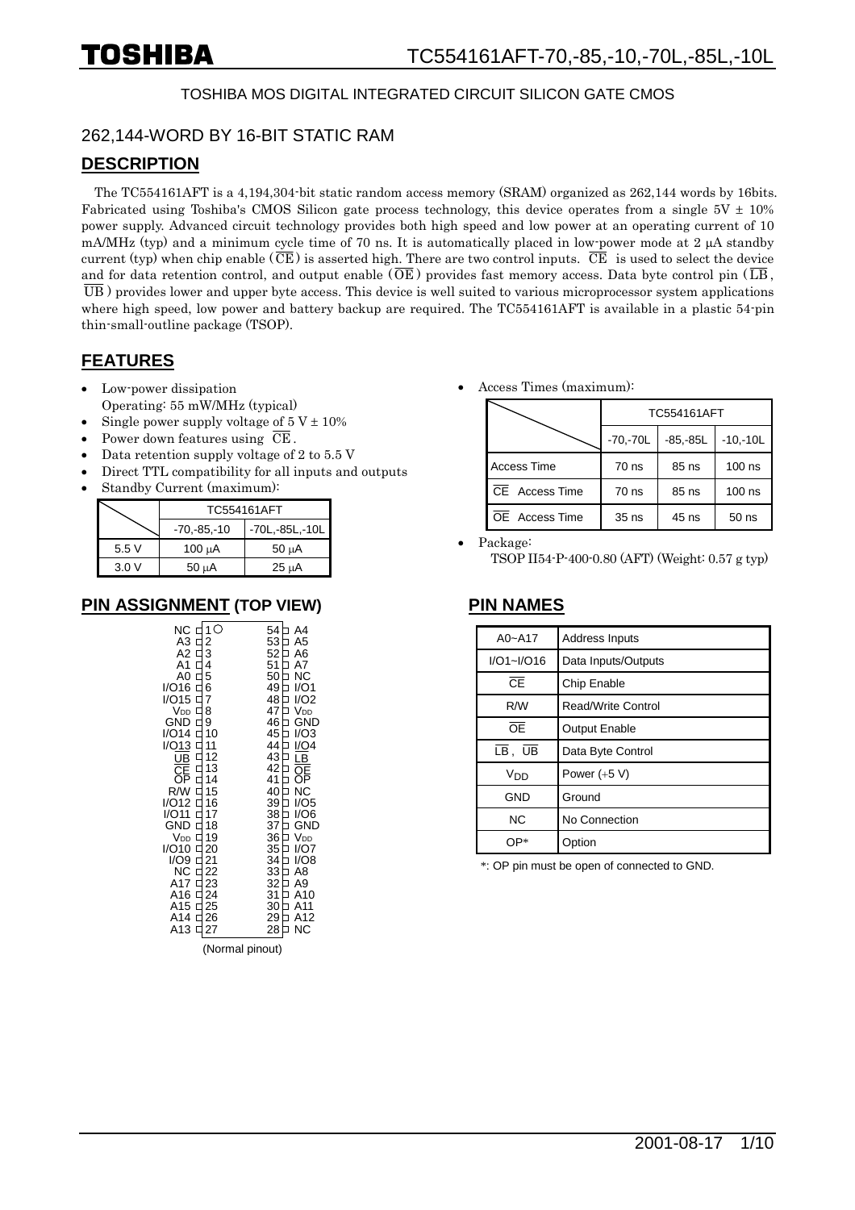TOSHIBA MOS DIGITAL INTEGRATED CIRCUIT SILICON GATE CMOS

# TC554161AFT-70,-85,-10,-70L,-85L,-10L

## 262,144-WORD BY 16-BIT STATIC RAM

## DESCRIPTION

The TC554161AFT is a 4,194,304-bit static random access memory (SRAM) organized as 262,144 words by 16bits. Fabricated using Toshiba's CMOS Silicon gate process technology, this device operates from a single 5V ± 10% power supply. Advanced circuit technology provides both high speed and low power at an operating current of 10 mA/MHz (typ) and a minimum cycle time of 70 ns. It is automatically placed in low-power mode at 2 μA standby current (typ) when chip enable ($\overline{CE}$) is asserted high. There are two control inputs. $\overline{CE}$ is used to select the device and for data retention control, and output enable ($\overline{OE}$) provides fast memory access. Data byte control pin ($\overline{LB}$, $\overline{UB}$) provides lower and upper byte access. This device is well suited to various microprocessor system applications where high speed, low power and battery backup are required. The TC554161AFT is available in a plastic 54-pin thin-small-outline package (TSOP).

## FEATURES

- Low-power dissipation
  Operating: 55 mW/MHz (typical)
- Single power supply voltage of 5 V ± 10%
- Power down features using $\overline{CE}$.
- Data retention supply voltage of 2 to 5.5 V
- Direct TTL compatibility for all inputs and outputs
- Standby Current (maximum):

| | TC554161AFT | |
|---|---|---|
| | -70,-85,-10 | -70L,-85L,-10L |
| 5.5 V | 100 μA | 50 μA |
| 3.0 V | 50 μA | 25 μA |

- Access Times (maximum):

| | TC554161AFT | | |
|---|---|---|---|
| | -70,-70L | -85,-85L | -10,-10L |
| Access Time | 70 ns | 85 ns | 100 ns |
| $\overline{CE}$ Access Time | 70 ns | 85 ns | 100 ns |
| $\overline{OE}$ Access Time | 35 ns | 45 ns | 50 ns |

- Package:
  TSOP II54-P-400-0.80 (AFT) (Weight: 0.57 g typ)

## PIN ASSIGNMENT (TOP VIEW)

| Pin | Name | Pin | Name |
|---|---|---|---|
| 1 | NC | 54 | A4 |
| 2 | A3 | 53 | A5 |
| 3 | A2 | 52 | A6 |
| 4 | A1 | 51 | A7 |
| 5 | A0 | 50 | NC |
| 6 | I/O16 | 49 | I/O1 |
| 7 | I/O15 | 48 | I/O2 |
| 8 | $V_{DD}$ | 47 | $V_{DD}$ |
| 9 | GND | 46 | GND |
| 10 | I/O14 | 45 | I/O3 |
| 11 | I/O13 | 44 | I/O4 |
| 12 | $\overline{UB}$ | 43 | $\overline{LB}$ |
| 13 | $\overline{CE}$ | 42 | $\overline{OE}$ |
| 14 | OP | 41 | OP |
| 15 | R/W | 40 | NC |
| 16 | I/O12 | 39 | I/O5 |
| 17 | I/O11 | 38 | I/O6 |
| 18 | GND | 37 | GND |
| 19 | $V_{DD}$ | 36 | $V_{DD}$ |
| 20 | I/O10 | 35 | I/O7 |
| 21 | I/O9 | 34 | I/O8 |
| 22 | NC | 33 | A8 |
| 23 | A17 | 32 | A9 |
| 24 | A16 | 31 | A10 |
| 25 | A15 | 30 | A11 |
| 26 | A14 | 29 | A12 |
| 27 | A13 | 28 | NC |

(Normal pinout)

## PIN NAMES

| | |
|---|---|
| A0~A17 | Address Inputs |
| I/O1~I/O16 | Data Inputs/Outputs |
| $\overline{CE}$ | Chip Enable |
| R/W | Read/Write Control |
| $\overline{OE}$ | Output Enable |
| $\overline{LB}$, $\overline{UB}$ | Data Byte Control |
| $V_{DD}$ | Power (+5 V) |
| GND | Ground |
| NC | No Connection |
| OP* | Option |

*: OP pin must be open of connected to GND.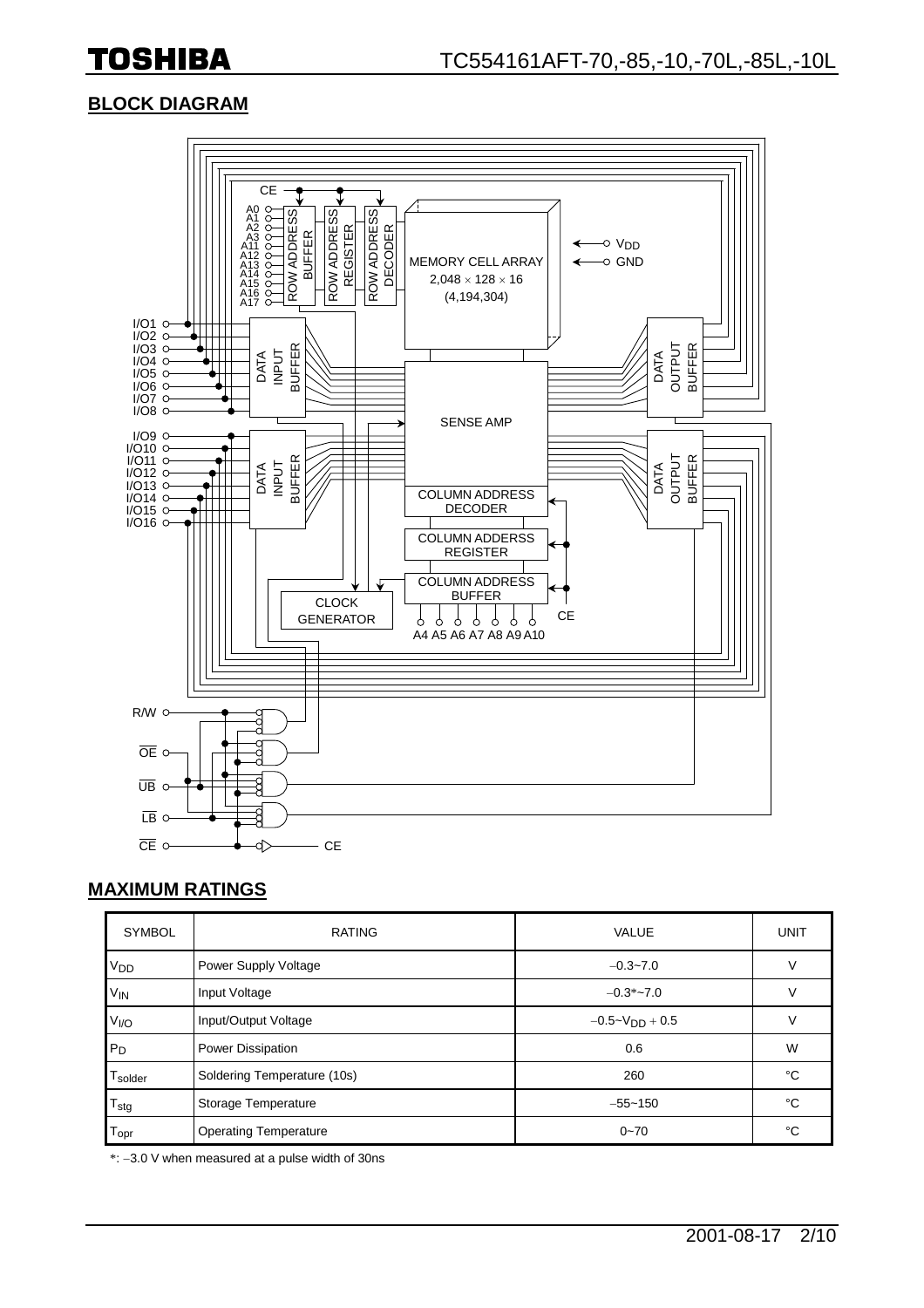## BLOCK DIAGRAM

## MAXIMUM RATINGS

| SYMBOL | RATING | VALUE | UNIT |
|---|---|---|---|
| $V_{DD}$ | Power Supply Voltage | −0.3~7.0 | V |
| $V_{IN}$ | Input Voltage | −0.3*~7.0 | V |
| $V_{I/O}$ | Input/Output Voltage | $-0.5$~$V_{DD} + 0.5$ | V |
| $P_D$ | Power Dissipation | 0.6 | W |
| $T_{solder}$ | Soldering Temperature (10s) | 260 | °C |
| $T_{stg}$ | Storage Temperature | −55~150 | °C |
| $T_{opr}$ | Operating Temperature | 0~70 | °C |

*: −3.0 V when measured at a pulse width of 30ns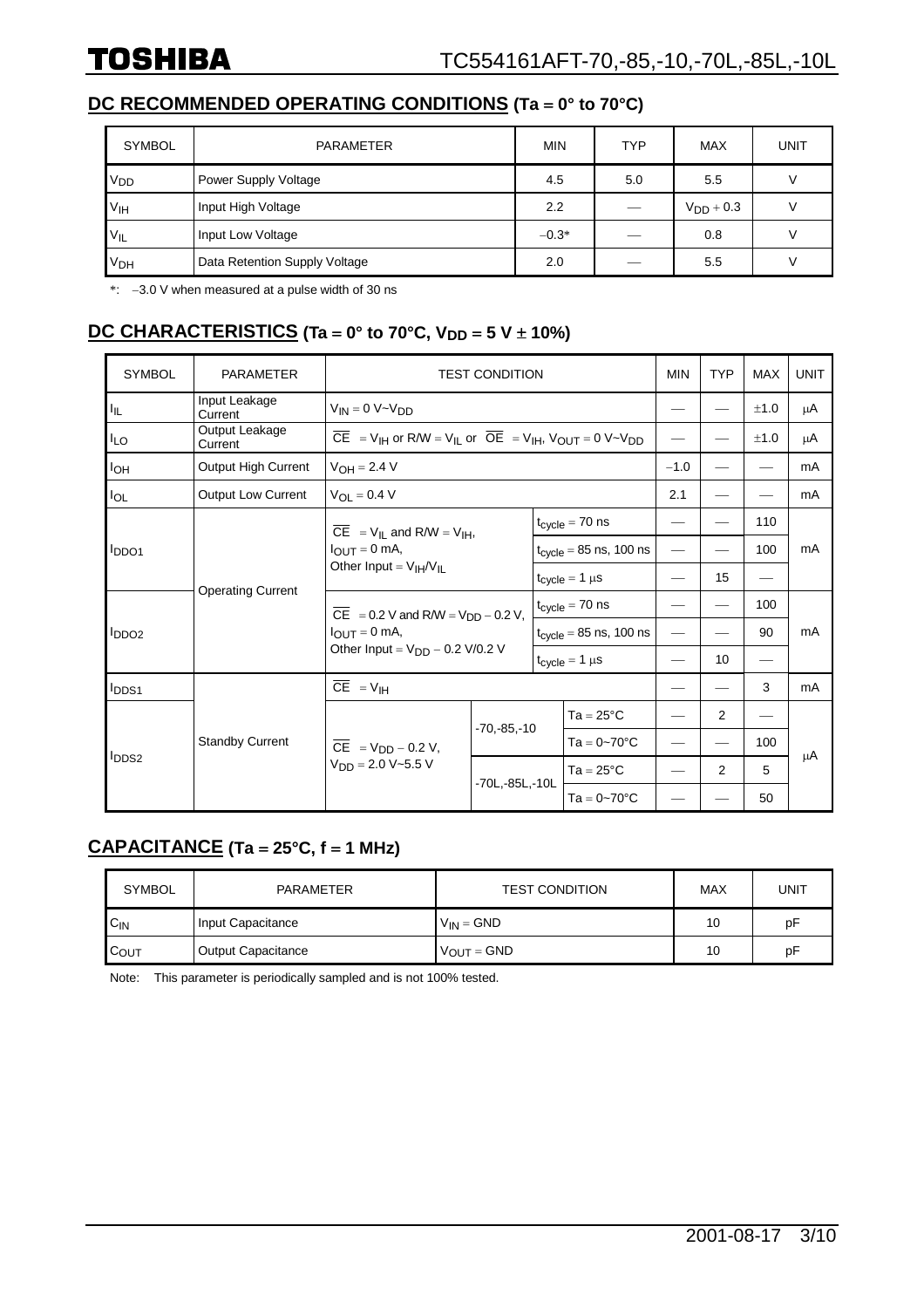## DC RECOMMENDED OPERATING CONDITIONS (Ta = 0° to 70°C)

| SYMBOL | PARAMETER | MIN | TYP | MAX | UNIT |
|---|---|---|---|---|---|
| $V_{DD}$ | Power Supply Voltage | 4.5 | 5.0 | 5.5 | V |
| $V_{IH}$ | Input High Voltage | 2.2 | — | $V_{DD} + 0.3$ | V |
| $V_{IL}$ | Input Low Voltage | −0.3* | — | 0.8 | V |
| $V_{DH}$ | Data Retention Supply Voltage | 2.0 | — | 5.5 | V |

*: −3.0 V when measured at a pulse width of 30 ns

## DC CHARACTERISTICS (Ta = 0° to 70°C, $V_{DD}$ = 5 V ± 10%)

| SYMBOL | PARAMETER | TEST CONDITION | | | MIN | TYP | MAX | UNIT |
|---|---|---|---|---|---|---|---|---|
| $I_{IL}$ | Input Leakage Current | $V_{IN}$ = 0 V~$V_{DD}$ | | | — | — | ±1.0 | μA |
| $I_{LO}$ | Output Leakage Current | $\overline{CE}$ = $V_{IH}$ or R/W = $V_{IL}$ or $\overline{OE}$ = $V_{IH}$, $V_{OUT}$ = 0 V~$V_{DD}$ | | | — | — | ±1.0 | μA |
| $I_{OH}$ | Output High Current | $V_{OH}$ = 2.4 V | | | −1.0 | — | — | mA |
| $I_{OL}$ | Output Low Current | $V_{OL}$ = 0.4 V | | | 2.1 | — | — | mA |
| $I_{DDO1}$ | Operating Current | $\overline{CE}$ = $V_{IL}$ and R/W = $V_{IH}$, $I_{OUT}$ = 0 mA, Other Input = $V_{IH}$/$V_{IL}$ | $t_{cycle}$ = 70 ns | | — | — | 110 | mA |
| | | | $t_{cycle}$ = 85 ns, 100 ns | | — | — | 100 | |
| | | | $t_{cycle}$ = 1 μs | | — | 15 | — | |
| $I_{DDO2}$ | | $\overline{CE}$ = 0.2 V and R/W = $V_{DD}$ − 0.2 V, $I_{OUT}$ = 0 mA, Other Input = $V_{DD}$ − 0.2 V/0.2 V | $t_{cycle}$ = 70 ns | | — | — | 100 | mA |
| | | | $t_{cycle}$ = 85 ns, 100 ns | | — | — | 90 | |
| | | | $t_{cycle}$ = 1 μs | | — | 10 | — | |
| $I_{DDS1}$ | Standby Current | $\overline{CE}$ = $V_{IH}$ | | | — | — | 3 | mA |
| $I_{DDS2}$ | | $\overline{CE}$ = $V_{DD}$ − 0.2 V, $V_{DD}$ = 2.0 V~5.5 V | -70,-85,-10 | Ta = 25°C | — | 2 | — | μA |
| | | | | Ta = 0~70°C | — | — | 100 | |
| | | | -70L,-85L,-10L | Ta = 25°C | — | 2 | 5 | |
| | | | | Ta = 0~70°C | — | — | 50 | |

## CAPACITANCE (Ta = 25°C, f = 1 MHz)

| SYMBOL | PARAMETER | TEST CONDITION | MAX | UNIT |
|---|---|---|---|---|
| $C_{IN}$ | Input Capacitance | $V_{IN}$ = GND | 10 | pF |
| $C_{OUT}$ | Output Capacitance | $V_{OUT}$ = GND | 10 | pF |

Note: This parameter is periodically sampled and is not 100% tested.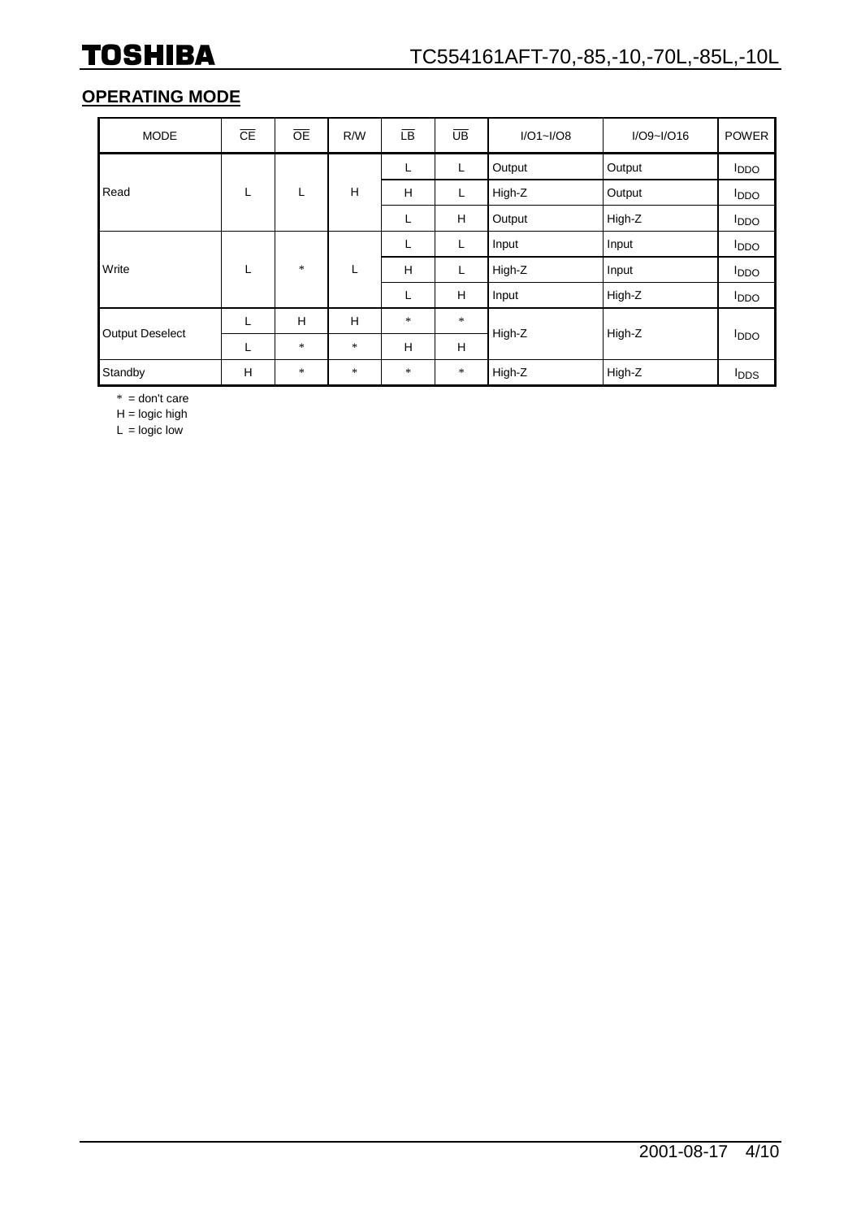## OPERATING MODE

| MODE | $\overline{CE}$ | $\overline{OE}$ | R/W | $\overline{LB}$ | $\overline{UB}$ | I/O1~I/O8 | I/O9~I/O16 | POWER |
|---|---|---|---|---|---|---|---|---|
| Read | L | L | H | L | L | Output | Output | $I_{DDO}$ |
| | | | | H | L | High-Z | Output | $I_{DDO}$ |
| | | | | L | H | Output | High-Z | $I_{DDO}$ |
| Write | L | * | L | L | L | Input | Input | $I_{DDO}$ |
| | | | | H | L | High-Z | Input | $I_{DDO}$ |
| | | | | L | H | Input | High-Z | $I_{DDO}$ |
| Output Deselect | L | H | H | * | * | High-Z | High-Z | $I_{DDO}$ |
| | L | * | * | H | H | | | |
| Standby | H | * | * | * | * | High-Z | High-Z | $I_{DDS}$ |

\* = don't care
H = logic high
L = logic low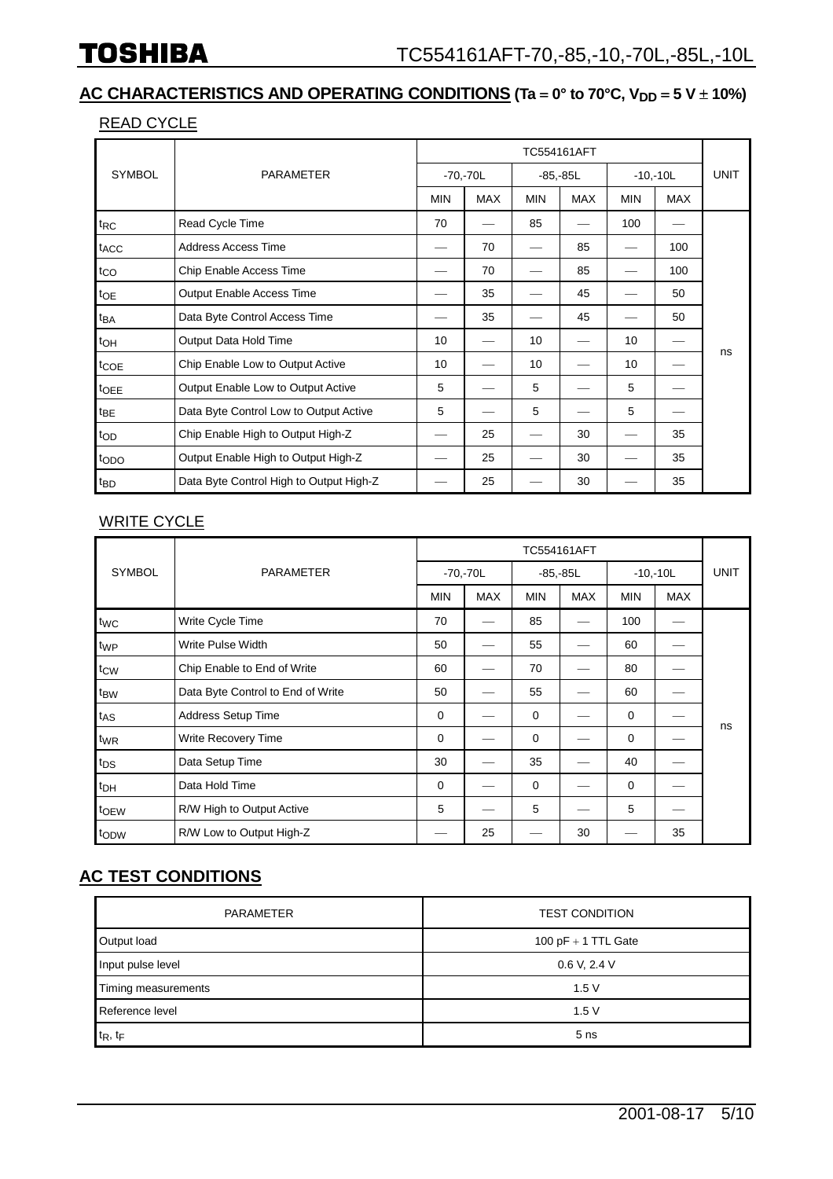## AC CHARACTERISTICS AND OPERATING CONDITIONS (Ta = 0° to 70°C, $V_{DD}$ = 5 V ± 10%)

### READ CYCLE

| SYMBOL | PARAMETER | TC554161AFT | | | | | | UNIT |
|---|---|---|---|---|---|---|---|---|
| | | -70,-70L | | -85,-85L | | -10,-10L | | |
| | | MIN | MAX | MIN | MAX | MIN | MAX | |
| $t_{RC}$ | Read Cycle Time | 70 | — | 85 | — | 100 | — | ns |
| $t_{ACC}$ | Address Access Time | — | 70 | — | 85 | — | 100 | |
| $t_{CO}$ | Chip Enable Access Time | — | 70 | — | 85 | — | 100 | |
| $t_{OE}$ | Output Enable Access Time | — | 35 | — | 45 | — | 50 | |
| $t_{BA}$ | Data Byte Control Access Time | — | 35 | — | 45 | — | 50 | |
| $t_{OH}$ | Output Data Hold Time | 10 | — | 10 | — | 10 | — | |
| $t_{COE}$ | Chip Enable Low to Output Active | 10 | — | 10 | — | 10 | — | |
| $t_{OEE}$ | Output Enable Low to Output Active | 5 | — | 5 | — | 5 | — | |
| $t_{BE}$ | Data Byte Control Low to Output Active | 5 | — | 5 | — | 5 | — | |
| $t_{OD}$ | Chip Enable High to Output High-Z | — | 25 | — | 30 | — | 35 | |
| $t_{ODO}$ | Output Enable High to Output High-Z | — | 25 | — | 30 | — | 35 | |
| $t_{BD}$ | Data Byte Control High to Output High-Z | — | 25 | — | 30 | — | 35 | |

### WRITE CYCLE

| SYMBOL | PARAMETER | TC554161AFT | | | | | | UNIT |
|---|---|---|---|---|---|---|---|---|
| | | -70,-70L | | -85,-85L | | -10,-10L | | |
| | | MIN | MAX | MIN | MAX | MIN | MAX | |
| $t_{WC}$ | Write Cycle Time | 70 | — | 85 | — | 100 | — | ns |
| $t_{WP}$ | Write Pulse Width | 50 | — | 55 | — | 60 | — | |
| $t_{CW}$ | Chip Enable to End of Write | 60 | — | 70 | — | 80 | — | |
| $t_{BW}$ | Data Byte Control to End of Write | 50 | — | 55 | — | 60 | — | |
| $t_{AS}$ | Address Setup Time | 0 | — | 0 | — | 0 | — | |
| $t_{WR}$ | Write Recovery Time | 0 | — | 0 | — | 0 | — | |
| $t_{DS}$ | Data Setup Time | 30 | — | 35 | — | 40 | — | |
| $t_{DH}$ | Data Hold Time | 0 | — | 0 | — | 0 | — | |
| $t_{OEW}$ | R/W High to Output Active | 5 | — | 5 | — | 5 | — | |
| $t_{ODW}$ | R/W Low to Output High-Z | — | 25 | — | 30 | — | 35 | |

## AC TEST CONDITIONS

| PARAMETER | TEST CONDITION |
|---|---|
| Output load | 100 pF + 1 TTL Gate |
| Input pulse level | 0.6 V, 2.4 V |
| Timing measurements | 1.5 V |
| Reference level | 1.5 V |
| $t_R$, $t_F$ | 5 ns |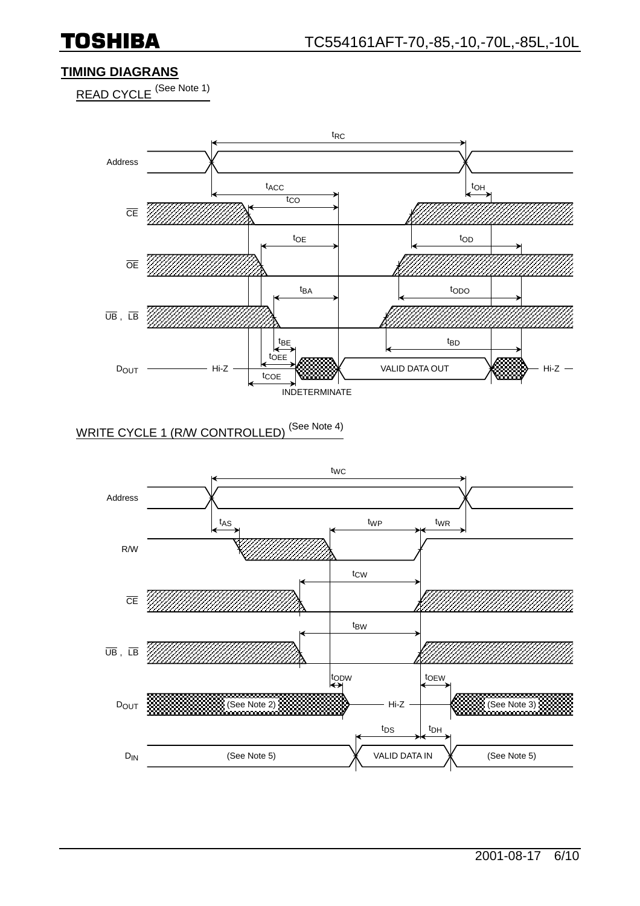## TIMING DIAGRANS

READ CYCLE (See Note 1)

Address

$t_{RC}$

$t_{ACC}$

$t_{OH}$

$t_{CO}$

$\overline{CE}$

$t_{OE}$

$t_{OD}$

$\overline{OE}$

$t_{BA}$

$t_{ODO}$

$\overline{UB}$ , $\overline{LB}$

$t_{BE}$

$t_{BD}$

$t_{OEE}$

$D_{OUT}$ Hi-Z VALID DATA OUT Hi-Z

$t_{COE}$

INDETERMINATE

WRITE CYCLE 1 (R/W CONTROLLED) (See Note 4)

$t_{WC}$

Address

$t_{AS}$ $t_{WP}$ $t_{WR}$

R/W

$t_{CW}$

$\overline{CE}$

$t_{BW}$

$\overline{UB}$ , $\overline{LB}$

$t_{ODW}$ $t_{OEW}$

$D_{OUT}$ (See Note 2) Hi-Z (See Note 3)

$t_{DS}$ $t_{DH}$

$D_{IN}$ (See Note 5) VALID DATA IN (See Note 5)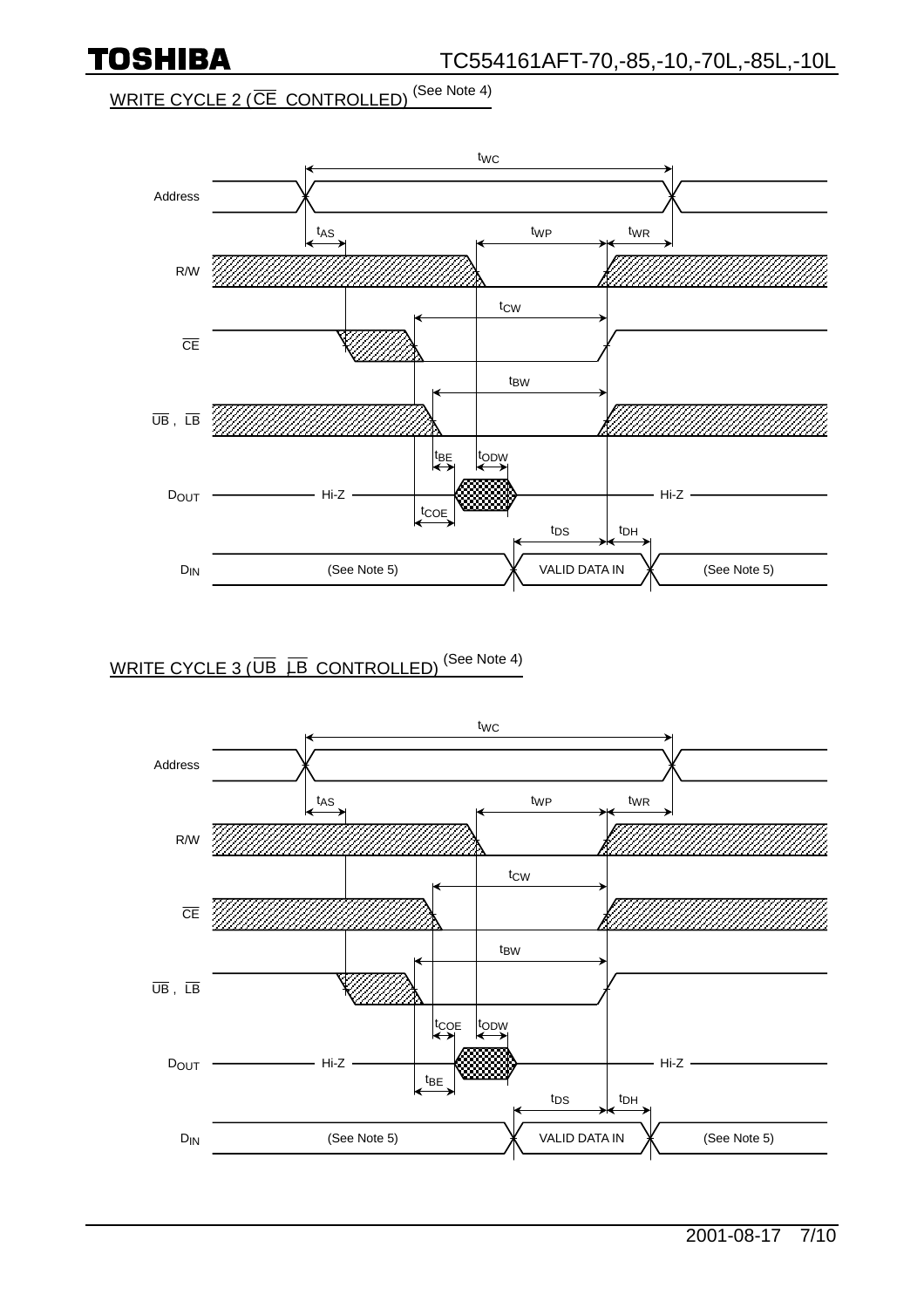## WRITE CYCLE 2 ($\overline{CE}$ CONTROLLED) (See Note 4)

$t_{WC}$

Address

$t_{AS}$ $t_{WP}$ $t_{WR}$

R/W

$t_{CW}$

$\overline{CE}$

$t_{BW}$

$\overline{UB}$ , $\overline{LB}$

$t_{BE}$ $t_{ODW}$

$D_{OUT}$ Hi-Z Hi-Z

$t_{COE}$

$t_{DS}$ $t_{DH}$

$D_{IN}$ (See Note 5) VALID DATA IN (See Note 5)

## WRITE CYCLE 3 ($\overline{UB}$ , $\overline{LB}$ CONTROLLED) (See Note 4)

$t_{WC}$

Address

$t_{AS}$ $t_{WP}$ $t_{WR}$

R/W

$t_{CW}$

$\overline{CE}$

$t_{BW}$

$\overline{UB}$ , $\overline{LB}$

$t_{COE}$ $t_{ODW}$

$D_{OUT}$ Hi-Z Hi-Z

$t_{BE}$

$t_{DS}$ $t_{DH}$

$D_{IN}$ (See Note 5) VALID DATA IN (See Note 5)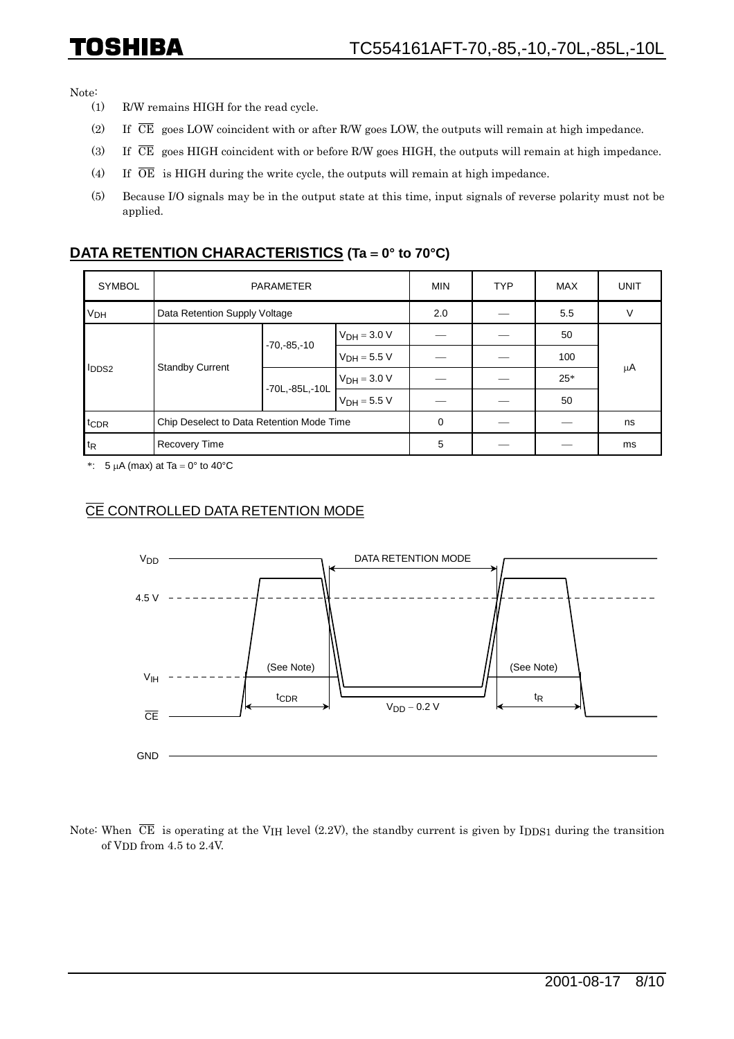Note:

(1) R/W remains HIGH for the read cycle.

(2) If $\overline{CE}$ goes LOW coincident with or after R/W goes LOW, the outputs will remain at high impedance.

(3) If $\overline{CE}$ goes HIGH coincident with or before R/W goes HIGH, the outputs will remain at high impedance.

(4) If $\overline{OE}$ is HIGH during the write cycle, the outputs will remain at high impedance.

(5) Because I/O signals may be in the output state at this time, input signals of reverse polarity must not be applied.

## DATA RETENTION CHARACTERISTICS (Ta = 0° to 70°C)

| SYMBOL | PARAMETER | | | MIN | TYP | MAX | UNIT |
|---|---|---|---|---|---|---|---|
| $V_{DH}$ | Data Retention Supply Voltage | | | 2.0 | — | 5.5 | V |
| $I_{DDS2}$ | Standby Current | -70,-85,-10 | $V_{DH}$ = 3.0 V | — | — | 50 | μA |
| | | | $V_{DH}$ = 5.5 V | — | — | 100 | |
| | | -70L,-85L,-10L | $V_{DH}$ = 3.0 V | — | — | 25* | |
| | | | $V_{DH}$ = 5.5 V | — | — | 50 | |
| $t_{CDR}$ | Chip Deselect to Data Retention Mode Time | | | 0 | — | — | ns |
| $t_R$ | Recovery Time | | | 5 | — | — | ms |

*: 5 μA (max) at Ta = 0° to 40°C

### $\overline{CE}$ CONTROLLED DATA RETENTION MODE

Note: When $\overline{CE}$ is operating at the $V_{IH}$ level (2.2V), the standby current is given by $I_{DDS1}$ during the transition of $V_{DD}$ from 4.5 to 2.4V.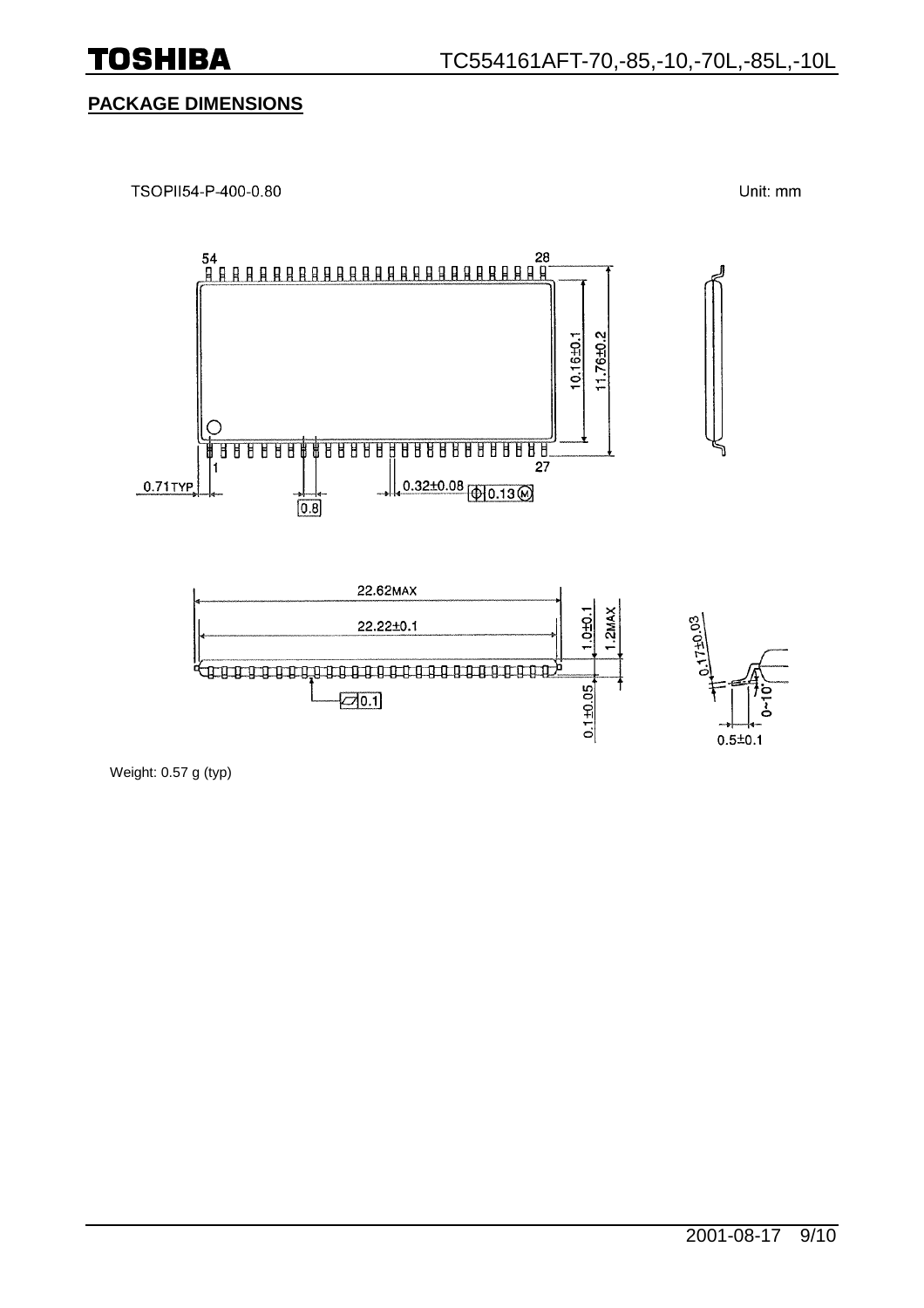## PACKAGE DIMENSIONS

TSOPII54-P-400-0.80

Unit: mm

Weight: 0.57 g (typ)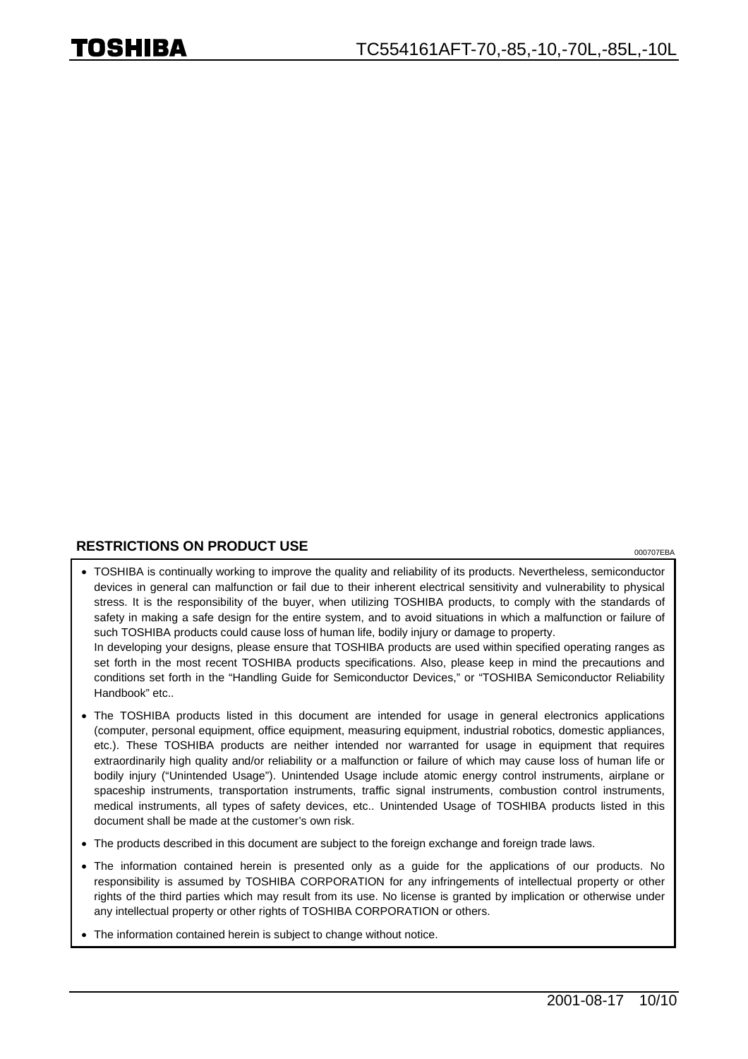## RESTRICTIONS ON PRODUCT USE

000707EBA

- TOSHIBA is continually working to improve the quality and reliability of its products. Nevertheless, semiconductor devices in general can malfunction or fail due to their inherent electrical sensitivity and vulnerability to physical stress. It is the responsibility of the buyer, when utilizing TOSHIBA products, to comply with the standards of safety in making a safe design for the entire system, and to avoid situations in which a malfunction or failure of such TOSHIBA products could cause loss of human life, bodily injury or damage to property.
  In developing your designs, please ensure that TOSHIBA products are used within specified operating ranges as set forth in the most recent TOSHIBA products specifications. Also, please keep in mind the precautions and conditions set forth in the "Handling Guide for Semiconductor Devices," or "TOSHIBA Semiconductor Reliability Handbook" etc..
- The TOSHIBA products listed in this document are intended for usage in general electronics applications (computer, personal equipment, office equipment, measuring equipment, industrial robotics, domestic appliances, etc.). These TOSHIBA products are neither intended nor warranted for usage in equipment that requires extraordinarily high quality and/or reliability or a malfunction or failure of which may cause loss of human life or bodily injury ("Unintended Usage"). Unintended Usage include atomic energy control instruments, airplane or spaceship instruments, transportation instruments, traffic signal instruments, combustion control instruments, medical instruments, all types of safety devices, etc.. Unintended Usage of TOSHIBA products listed in this document shall be made at the customer's own risk.
- The products described in this document are subject to the foreign exchange and foreign trade laws.
- The information contained herein is presented only as a guide for the applications of our products. No responsibility is assumed by TOSHIBA CORPORATION for any infringements of intellectual property or other rights of the third parties which may result from its use. No license is granted by implication or otherwise under any intellectual property or other rights of TOSHIBA CORPORATION or others.
- The information contained herein is subject to change without notice.